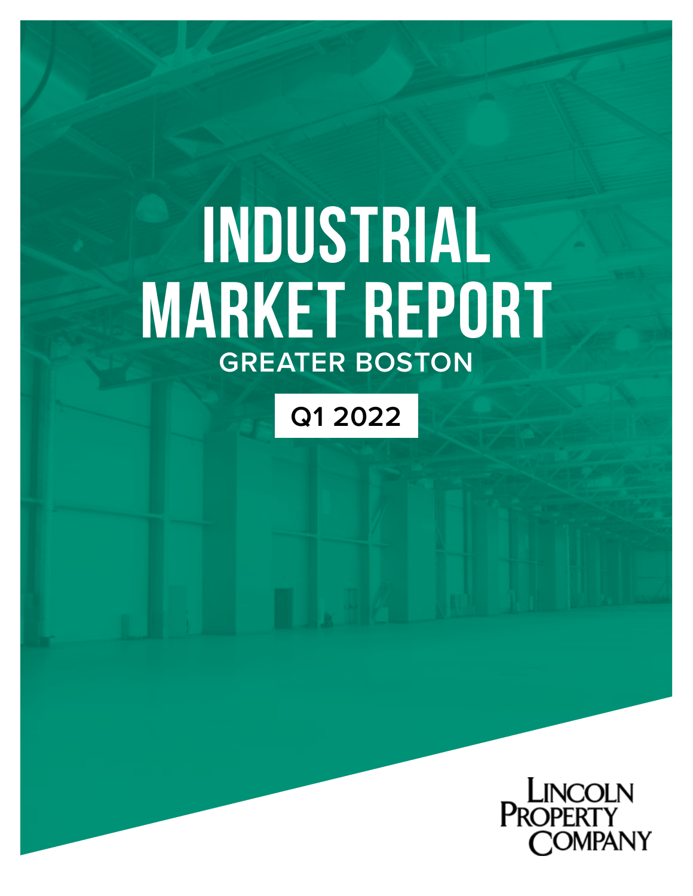# INDUSTRIAL MARKET REPORT

## GREATER BOSTON

**Q1 2022**

LINCOLN PROPERTY COMPANY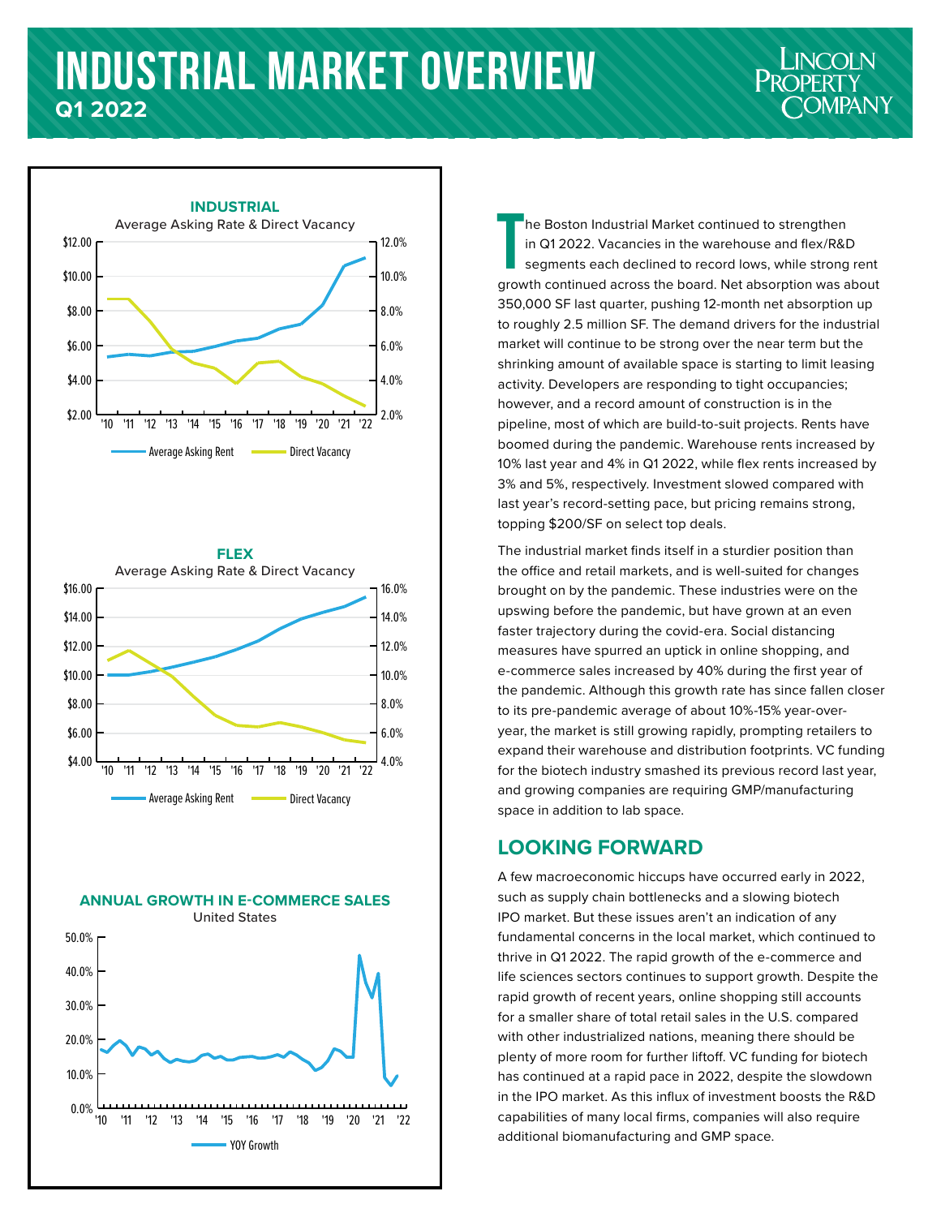# INDUSTRIAL MARKET OVERVIEW

**Q1 2022**

**INDUSTRIAL**
Average Asking Rate & Direct Vacancy

**FLEX**
Average Asking Rate & Direct Vacancy

**ANNUAL GROWTH IN E-COMMERCE SALES**
United States

The Boston Industrial Market continued to strengthen in Q1 2022. Vacancies in the warehouse and flex/R&D segments each declined to record lows, while strong rent growth continued across the board. Net absorption was about 350,000 SF last quarter, pushing 12-month net absorption up to roughly 2.5 million SF. The demand drivers for the industrial market will continue to be strong over the near term but the shrinking amount of available space is starting to limit leasing activity. Developers are responding to tight occupancies; however, and a record amount of construction is in the pipeline, most of which are build-to-suit projects. Rents have boomed during the pandemic. Warehouse rents increased by 10% last year and 4% in Q1 2022, while flex rents increased by 3% and 5%, respectively. Investment slowed compared with last year's record-setting pace, but pricing remains strong, topping $200/SF on select top deals.

The industrial market finds itself in a sturdier position than the office and retail markets, and is well-suited for changes brought on by the pandemic. These industries were on the upswing before the pandemic, but have grown at an even faster trajectory during the covid-era. Social distancing measures have spurred an uptick in online shopping, and e-commerce sales increased by 40% during the first year of the pandemic. Although this growth rate has since fallen closer to its pre-pandemic average of about 10%-15% year-over-year, the market is still growing rapidly, prompting retailers to expand their warehouse and distribution footprints. VC funding for the biotech industry smashed its previous record last year, and growing companies are requiring GMP/manufacturing space in addition to lab space.

## LOOKING FORWARD

A few macroeconomic hiccups have occurred early in 2022, such as supply chain bottlenecks and a slowing biotech IPO market. But these issues aren't an indication of any fundamental concerns in the local market, which continued to thrive in Q1 2022. The rapid growth of the e-commerce and life sciences sectors continues to support growth. Despite the rapid growth of recent years, online shopping still accounts for a smaller share of total retail sales in the U.S. compared with other industrialized nations, meaning there should be plenty of more room for further liftoff. VC funding for biotech has continued at a rapid pace in 2022, despite the slowdown in the IPO market. As this influx of investment boosts the R&D capabilities of many local firms, companies will also require additional biomanufacturing and GMP space.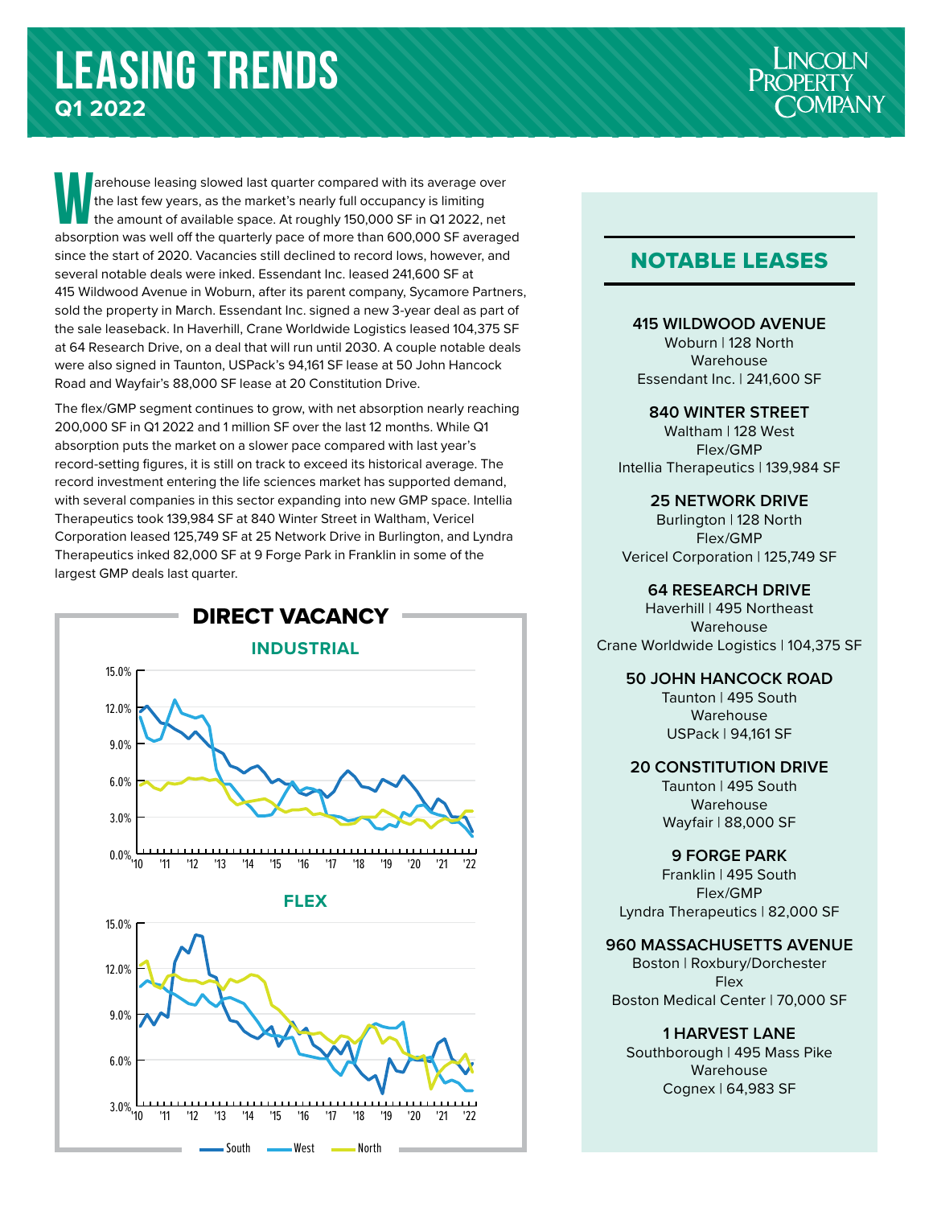# LEASING TRENDS

**Q1 2022**

Warehouse leasing slowed last quarter compared with its average over the last few years, as the market's nearly full occupancy is limiting the amount of available space. At roughly 150,000 SF in Q1 2022, net absorption was well off the quarterly pace of more than 600,000 SF averaged since the start of 2020. Vacancies still declined to record lows, however, and several notable deals were inked. Essendant Inc. leased 241,600 SF at 415 Wildwood Avenue in Woburn, after its parent company, Sycamore Partners, sold the property in March. Essendant Inc. signed a new 3-year deal as part of the sale leaseback. In Haverhill, Crane Worldwide Logistics leased 104,375 SF at 64 Research Drive, on a deal that will run until 2030. A couple notable deals were also signed in Taunton, USPack's 94,161 SF lease at 50 John Hancock Road and Wayfair's 88,000 SF lease at 20 Constitution Drive.

The flex/GMP segment continues to grow, with net absorption nearly reaching 200,000 SF in Q1 2022 and 1 million SF over the last 12 months. While Q1 absorption puts the market on a slower pace compared with last year's record-setting figures, it is still on track to exceed its historical average. The record investment entering the life sciences market has supported demand, with several companies in this sector expanding into new GMP space. Intellia Therapeutics took 139,984 SF at 840 Winter Street in Waltham, Vericel Corporation leased 125,749 SF at 25 Network Drive in Burlington, and Lyndra Therapeutics inked 82,000 SF at 9 Forge Park in Franklin in some of the largest GMP deals last quarter.

## DIRECT VACANCY

### INDUSTRIAL

### FLEX

South | West | North

## NOTABLE LEASES

**415 WILDWOOD AVENUE**
Woburn | 128 North
Warehouse
Essendant Inc. | 241,600 SF

**840 WINTER STREET**
Waltham | 128 West
Flex/GMP
Intellia Therapeutics | 139,984 SF

**25 NETWORK DRIVE**
Burlington | 128 North
Flex/GMP
Vericel Corporation | 125,749 SF

**64 RESEARCH DRIVE**
Haverhill | 495 Northeast
Warehouse
Crane Worldwide Logistics | 104,375 SF

**50 JOHN HANCOCK ROAD**
Taunton | 495 South
Warehouse
USPack | 94,161 SF

**20 CONSTITUTION DRIVE**
Taunton | 495 South
Warehouse
Wayfair | 88,000 SF

**9 FORGE PARK**
Franklin | 495 South
Flex/GMP
Lyndra Therapeutics | 82,000 SF

**960 MASSACHUSETTS AVENUE**
Boston | Roxbury/Dorchester
Flex
Boston Medical Center | 70,000 SF

**1 HARVEST LANE**
Southborough | 495 Mass Pike
Warehouse
Cognex | 64,983 SF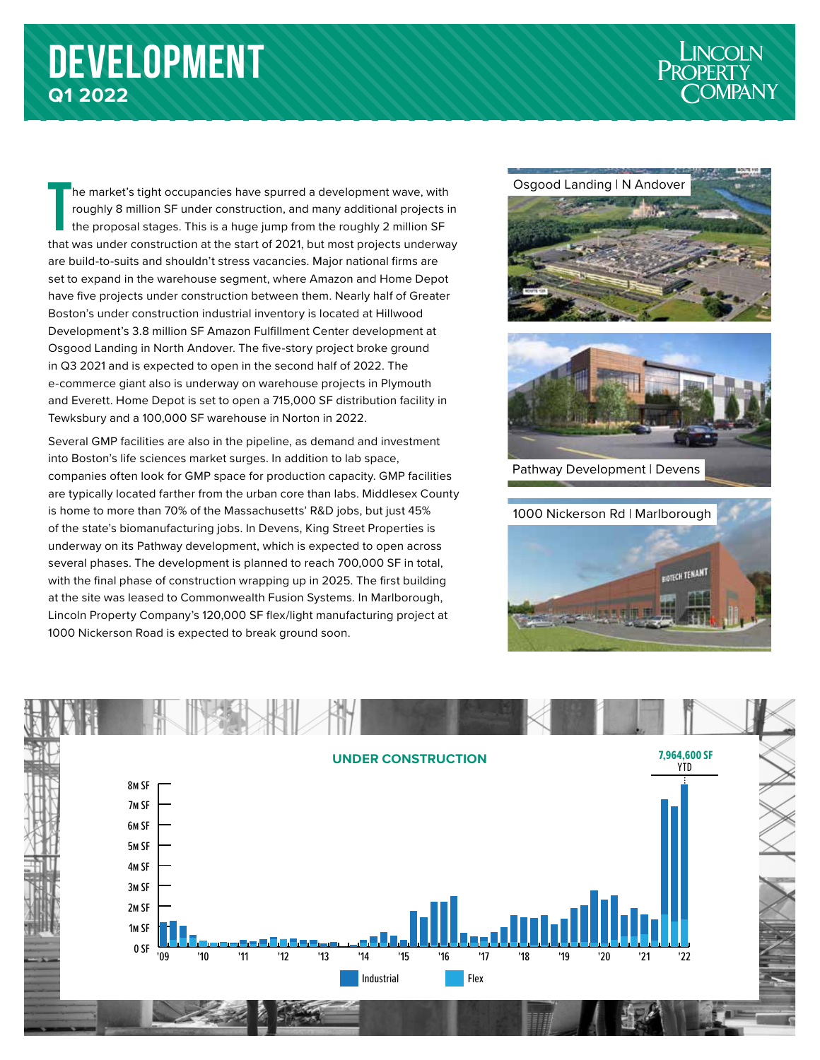# DEVELOPMENT

**Q1 2022**

The market's tight occupancies have spurred a development wave, with roughly 8 million SF under construction, and many additional projects in the proposal stages. This is a huge jump from the roughly 2 million SF that was under construction at the start of 2021, but most projects underway are build-to-suits and shouldn't stress vacancies. Major national firms are set to expand in the warehouse segment, where Amazon and Home Depot have five projects under construction between them. Nearly half of Greater Boston's under construction industrial inventory is located at Hillwood Development's 3.8 million SF Amazon Fulfillment Center development at Osgood Landing in North Andover. The five-story project broke ground in Q3 2021 and is expected to open in the second half of 2022. The e-commerce giant also is underway on warehouse projects in Plymouth and Everett. Home Depot is set to open a 715,000 SF distribution facility in Tewksbury and a 100,000 SF warehouse in Norton in 2022.

Several GMP facilities are also in the pipeline, as demand and investment into Boston's life sciences market surges. In addition to lab space, companies often look for GMP space for production capacity. GMP facilities are typically located farther from the urban core than labs. Middlesex County is home to more than 70% of the Massachusetts' R&D jobs, but just 45% of the state's biomanufacturing jobs. In Devens, King Street Properties is underway on its Pathway development, which is expected to open across several phases. The development is planned to reach 700,000 SF in total, with the final phase of construction wrapping up in 2025. The first building at the site was leased to Commonwealth Fusion Systems. In Marlborough, Lincoln Property Company's 120,000 SF flex/light manufacturing project at 1000 Nickerson Road is expected to break ground soon.

Osgood Landing | N Andover

Pathway Development | Devens

1000 Nickerson Rd | Marlborough

**UNDER CONSTRUCTION**

7,964,600 SF YTD

Industrial | Flex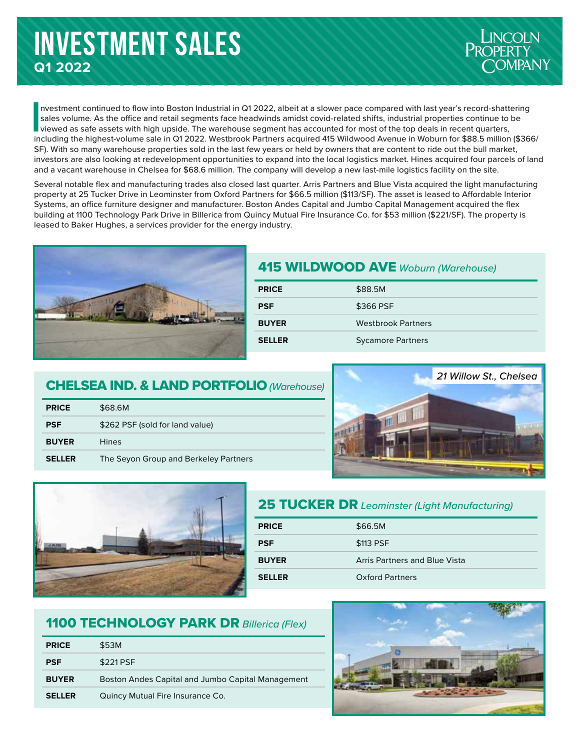# INVESTMENT SALES

**Q1 2022**

Investment continued to flow into Boston Industrial in Q1 2022, albeit at a slower pace compared with last year's record-shattering sales volume. As the office and retail segments face headwinds amidst covid-related shifts, industrial properties continue to be viewed as safe assets with high upside. The warehouse segment has accounted for most of the top deals in recent quarters, including the highest-volume sale in Q1 2022. Westbrook Partners acquired 415 Wildwood Avenue in Woburn for $88.5 million ($366/SF). With so many warehouse properties sold in the last few years or held by owners that are content to ride out the bull market, investors are also looking at redevelopment opportunities to expand into the local logistics market. Hines acquired four parcels of land and a vacant warehouse in Chelsea for $68.6 million. The company will develop a new last-mile logistics facility on the site.

Several notable flex and manufacturing trades also closed last quarter. Arris Partners and Blue Vista acquired the light manufacturing property at 25 Tucker Drive in Leominster from Oxford Partners for $66.5 million ($113/SF). The asset is leased to Affordable Interior Systems, an office furniture designer and manufacturer. Boston Andes Capital and Jumbo Capital Management acquired the flex building at 1100 Technology Park Drive in Billerica from Quincy Mutual Fire Insurance Co. for $53 million ($221/SF). The property is leased to Baker Hughes, a services provider for the energy industry.

## 415 WILDWOOD AVE *Woburn (Warehouse)*

| | |
|---|---|
| **PRICE** | $88.5M |
| **PSF** | $366 PSF |
| **BUYER** | Westbrook Partners |
| **SELLER** | Sycamore Partners |

## CHELSEA IND. & LAND PORTFOLIO *(Warehouse)*

| | |
|---|---|
| **PRICE** | $68.6M |
| **PSF** | $262 PSF (sold for land value) |
| **BUYER** | Hines |
| **SELLER** | The Seyon Group and Berkeley Partners |

*21 Willow St., Chelsea*

## 25 TUCKER DR *Leominster (Light Manufacturing)*

| | |
|---|---|
| **PRICE** | $66.5M |
| **PSF** | $113 PSF |
| **BUYER** | Arris Partners and Blue Vista |
| **SELLER** | Oxford Partners |

## 1100 TECHNOLOGY PARK DR *Billerica (Flex)*

| | |
|---|---|
| **PRICE** | $53M |
| **PSF** | $221 PSF |
| **BUYER** | Boston Andes Capital and Jumbo Capital Management |
| **SELLER** | Quincy Mutual Fire Insurance Co. |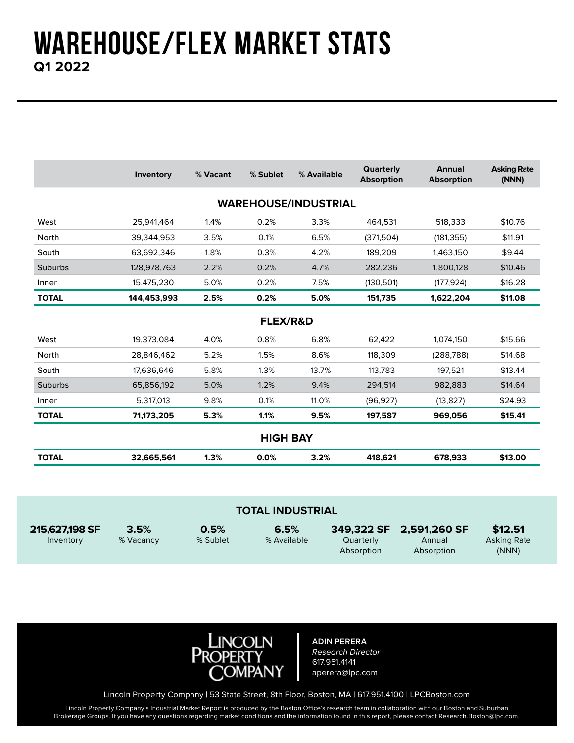# WAREHOUSE/FLEX MARKET STATS

**Q1 2022**

| | Inventory | % Vacant | % Sublet | % Available | Quarterly Absorption | Annual Absorption | Asking Rate (NNN) |
|---|---|---|---|---|---|---|---|
| | | | | **WAREHOUSE/INDUSTRIAL** | | | |
| West | 25,941,464 | 1.4% | 0.2% | 3.3% | 464,531 | 518,333 | $10.76 |
| North | 39,344,953 | 3.5% | 0.1% | 6.5% | (371,504) | (181,355) | $11.91 |
| South | 63,692,346 | 1.8% | 0.3% | 4.2% | 189,209 | 1,463,150 | $9.44 |
| Suburbs | 128,978,763 | 2.2% | 0.2% | 4.7% | 282,236 | 1,800,128 | $10.46 |
| Inner | 15,475,230 | 5.0% | 0.2% | 7.5% | (130,501) | (177,924) | $16.28 |
| **TOTAL** | **144,453,993** | **2.5%** | **0.2%** | **5.0%** | **151,735** | **1,622,204** | **$11.08** |
| | | | | **FLEX/R&D** | | | |
| West | 19,373,084 | 4.0% | 0.8% | 6.8% | 62,422 | 1,074,150 | $15.66 |
| North | 28,846,462 | 5.2% | 1.5% | 8.6% | 118,309 | (288,788) | $14.68 |
| South | 17,636,646 | 5.8% | 1.3% | 13.7% | 113,783 | 197,521 | $13.44 |
| Suburbs | 65,856,192 | 5.0% | 1.2% | 9.4% | 294,514 | 982,883 | $14.64 |
| Inner | 5,317,013 | 9.8% | 0.1% | 11.0% | (96,927) | (13,827) | $24.93 |
| **TOTAL** | **71,173,205** | **5.3%** | **1.1%** | **9.5%** | **197,587** | **969,056** | **$15.41** |
| | | | | **HIGH BAY** | | | |
| **TOTAL** | **32,665,561** | **1.3%** | **0.0%** | **3.2%** | **418,621** | **678,933** | **$13.00** |

## TOTAL INDUSTRIAL

| Inventory | % Vacancy | % Sublet | % Available | Quarterly Absorption | Annual Absorption | Asking Rate (NNN) |
|---|---|---|---|---|---|---|
| **215,627,198 SF** | **3.5%** | **0.5%** | **6.5%** | **349,322 SF** | **2,591,260 SF** | **$12.51** |

LINCOLN PROPERTY COMPANY

**ADIN PERERA**
*Research Director*
617.951.4141
aperera@lpc.com

Lincoln Property Company | 53 State Street, 8th Floor, Boston, MA | 617.951.4100 | LPCBoston.com

Lincoln Property Company's Industrial Market Report is produced by the Boston Office's research team in collaboration with our Boston and Suburban Brokerage Groups. If you have any questions regarding market conditions and the information found in this report, please contact Research.Boston@lpc.com.